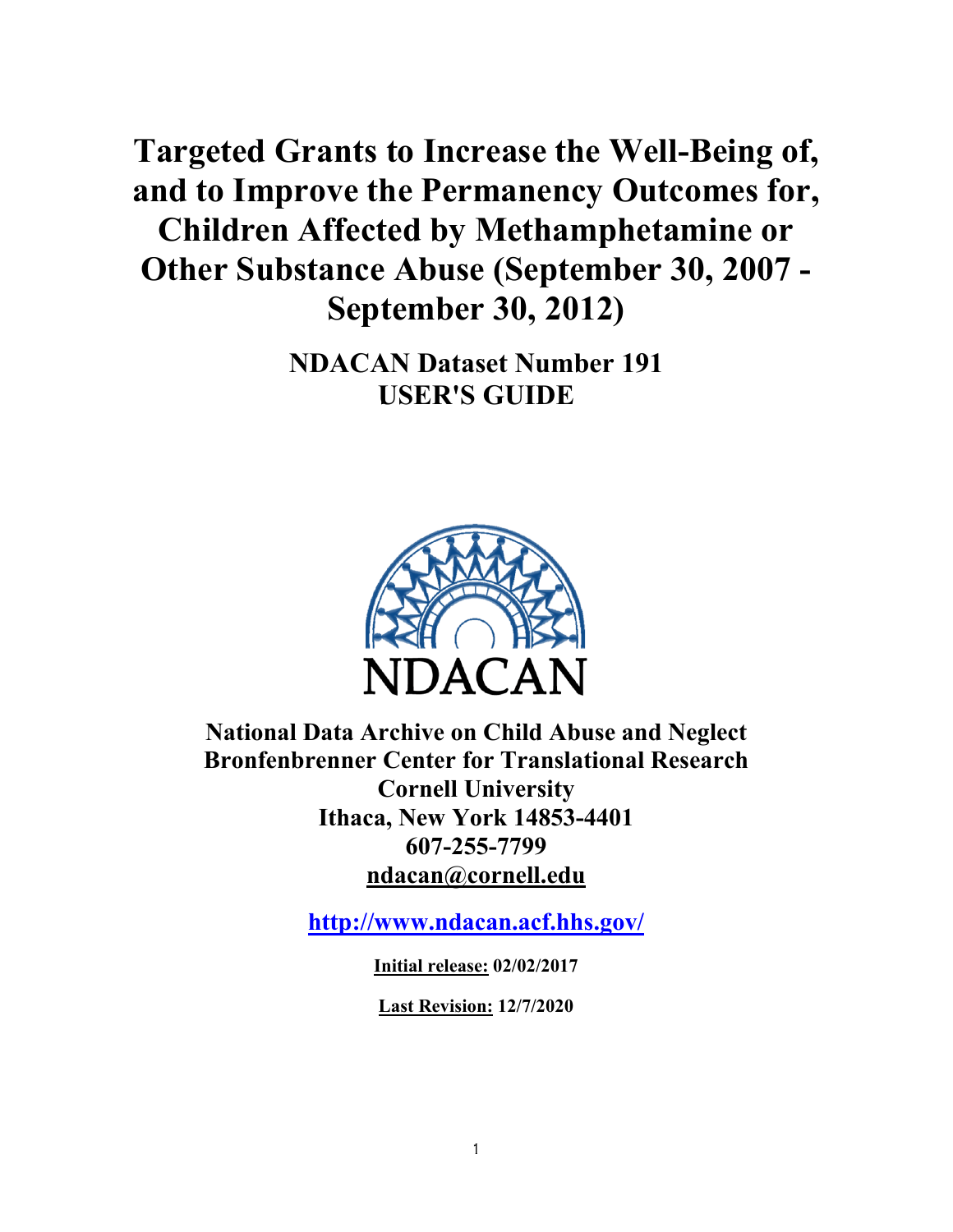# Targeted Grants to Increase the Well-Being of, and to Improve the Permanency Outcomes for, Children Affected by Methamphetamine or Other Substance Abuse (September 30, 2007 - September 30, 2012)

## NDACAN Dataset Number 191
## USER'S GUIDE

NDACAN

**National Data Archive on Child Abuse and Neglect**
**Bronfenbrenner Center for Translational Research**
**Cornell University**
**Ithaca, New York 14853-4401**
**607-255-7799**
**ndacan@cornell.edu**

**http://www.ndacan.acf.hhs.gov/**

**Initial release:** 02/02/2017

**Last Revision:** 12/7/2020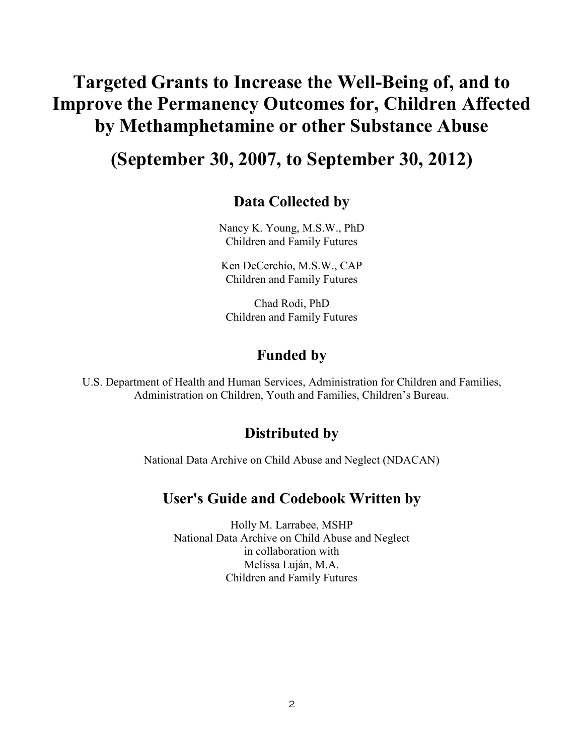# Targeted Grants to Increase the Well-Being of, and to Improve the Permanency Outcomes for, Children Affected by Methamphetamine or other Substance Abuse

# (September 30, 2007, to September 30, 2012)

## Data Collected by

Nancy K. Young, M.S.W., PhD
Children and Family Futures

Ken DeCerchio, M.S.W., CAP
Children and Family Futures

Chad Rodi, PhD
Children and Family Futures

## Funded by

U.S. Department of Health and Human Services, Administration for Children and Families, Administration on Children, Youth and Families, Children's Bureau.

## Distributed by

National Data Archive on Child Abuse and Neglect (NDACAN)

## User's Guide and Codebook Written by

Holly M. Larrabee, MSHP
National Data Archive on Child Abuse and Neglect
in collaboration with
Melissa Luján, M.A.
Children and Family Futures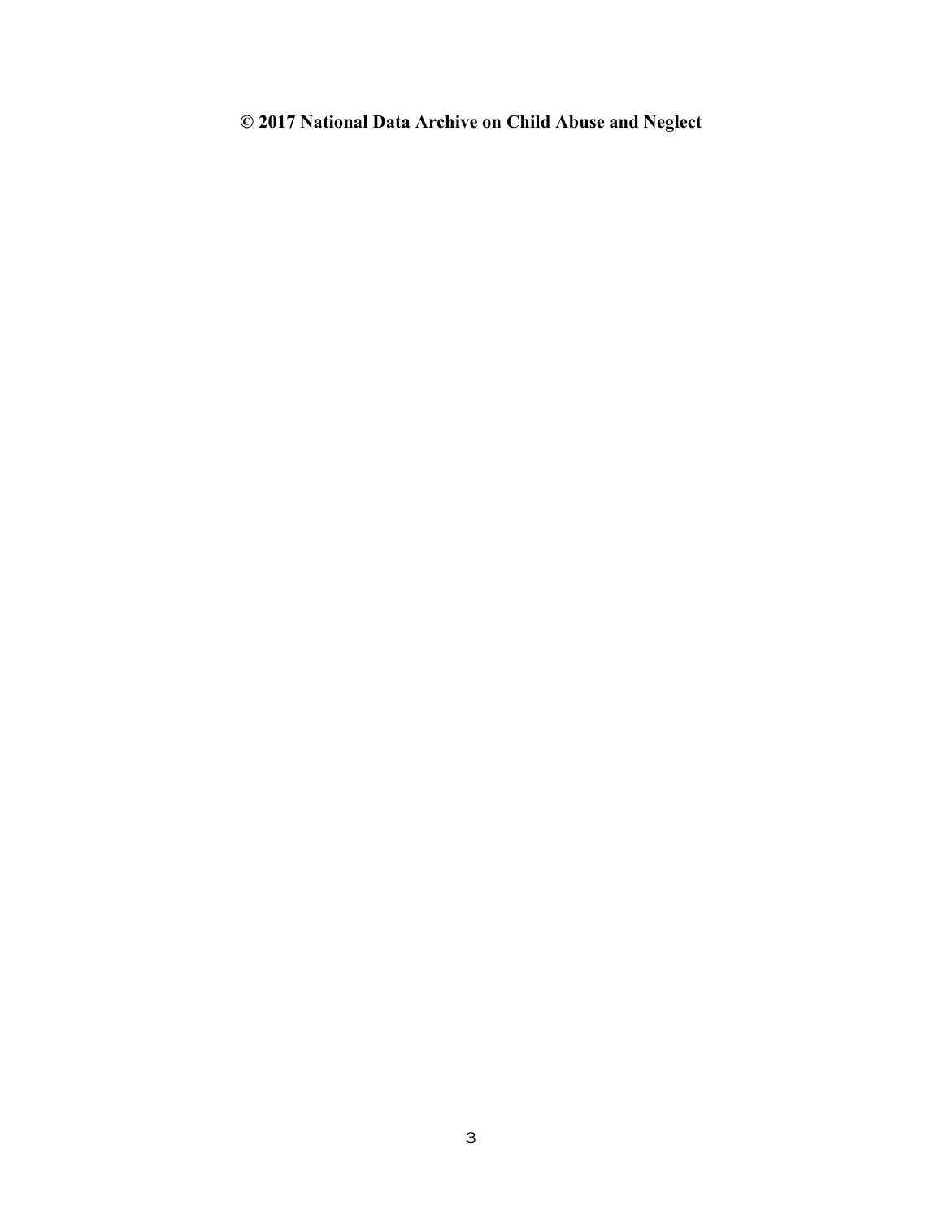**© 2017 National Data Archive on Child Abuse and Neglect**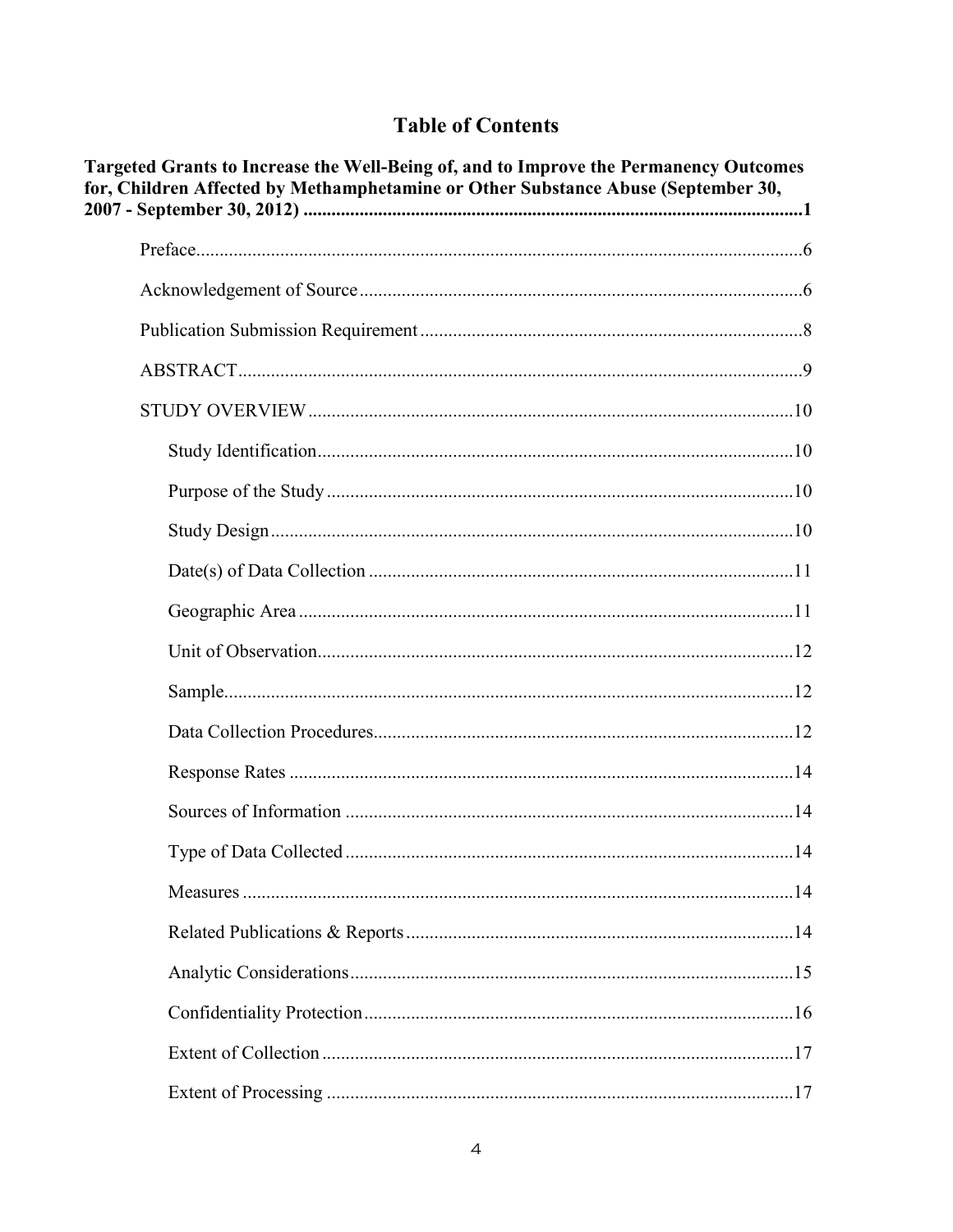# Table of Contents

**Targeted Grants to Increase the Well-Being of, and to Improve the Permanency Outcomes for, Children Affected by Methamphetamine or Other Substance Abuse (September 30, 2007 - September 30, 2012) ........................................................................................................1**

- Preface..............................................................................................................6
- Acknowledgement of Source...........................................................................6
- Publication Submission Requirement..............................................................8
- ABSTRACT......................................................................................................9
- STUDY OVERVIEW.......................................................................................10
  - Study Identification.................................................................................10
  - Purpose of the Study...............................................................................10
  - Study Design...........................................................................................10
  - Date(s) of Data Collection......................................................................11
  - Geographic Area.....................................................................................11
  - Unit of Observation.................................................................................12
  - Sample.....................................................................................................12
  - Data Collection Procedures.....................................................................12
  - Response Rates.......................................................................................14
  - Sources of Information...........................................................................14
  - Type of Data Collected...........................................................................14
  - Measures.................................................................................................14
  - Related Publications & Reports..............................................................14
  - Analytic Considerations..........................................................................15
  - Confidentiality Protection.......................................................................16
  - Extent of Collection................................................................................17
  - Extent of Processing...............................................................................17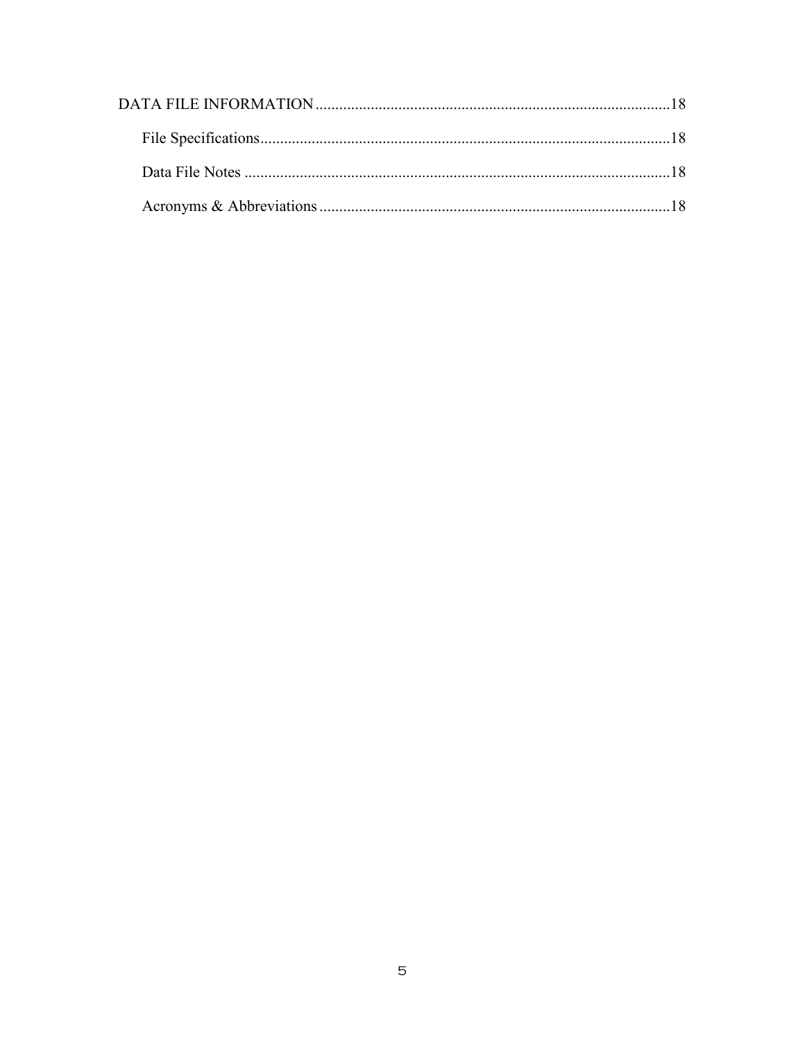DATA FILE INFORMATION ........................................................................................18

File Specifications........................................................................................................18

Data File Notes ............................................................................................................18

Acronyms & Abbreviations .........................................................................................18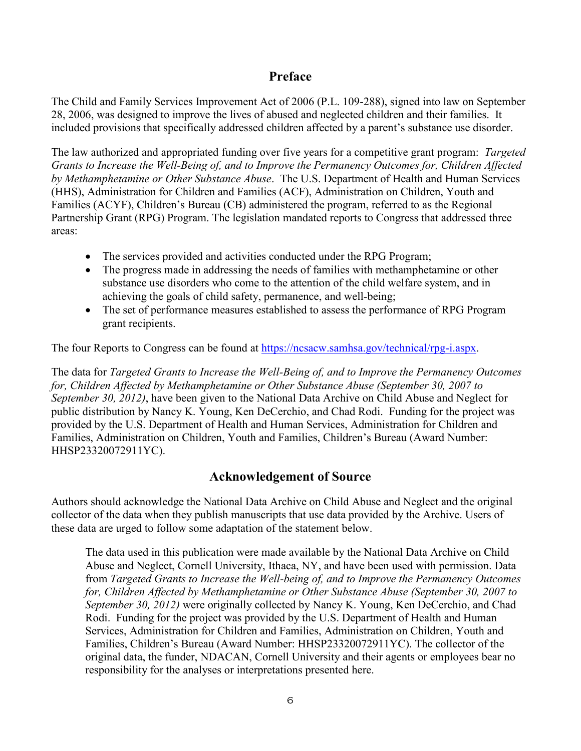## Preface

The Child and Family Services Improvement Act of 2006 (P.L. 109-288), signed into law on September 28, 2006, was designed to improve the lives of abused and neglected children and their families. It included provisions that specifically addressed children affected by a parent's substance use disorder.

The law authorized and appropriated funding over five years for a competitive grant program: *Targeted Grants to Increase the Well-Being of, and to Improve the Permanency Outcomes for, Children Affected by Methamphetamine or Other Substance Abuse*. The U.S. Department of Health and Human Services (HHS), Administration for Children and Families (ACF), Administration on Children, Youth and Families (ACYF), Children's Bureau (CB) administered the program, referred to as the Regional Partnership Grant (RPG) Program. The legislation mandated reports to Congress that addressed three areas:

- The services provided and activities conducted under the RPG Program;
- The progress made in addressing the needs of families with methamphetamine or other substance use disorders who come to the attention of the child welfare system, and in achieving the goals of child safety, permanence, and well-being;
- The set of performance measures established to assess the performance of RPG Program grant recipients.

The four Reports to Congress can be found at https://ncsacw.samhsa.gov/technical/rpg-i.aspx.

The data for *Targeted Grants to Increase the Well-Being of, and to Improve the Permanency Outcomes for, Children Affected by Methamphetamine or Other Substance Abuse (September 30, 2007 to September 30, 2012)*, have been given to the National Data Archive on Child Abuse and Neglect for public distribution by Nancy K. Young, Ken DeCerchio, and Chad Rodi. Funding for the project was provided by the U.S. Department of Health and Human Services, Administration for Children and Families, Administration on Children, Youth and Families, Children's Bureau (Award Number: HHSP23320072911YC).

## Acknowledgement of Source

Authors should acknowledge the National Data Archive on Child Abuse and Neglect and the original collector of the data when they publish manuscripts that use data provided by the Archive. Users of these data are urged to follow some adaptation of the statement below.

> The data used in this publication were made available by the National Data Archive on Child Abuse and Neglect, Cornell University, Ithaca, NY, and have been used with permission. Data from *Targeted Grants to Increase the Well-being of, and to Improve the Permanency Outcomes for, Children Affected by Methamphetamine or Other Substance Abuse (September 30, 2007 to September 30, 2012)* were originally collected by Nancy K. Young, Ken DeCerchio, and Chad Rodi. Funding for the project was provided by the U.S. Department of Health and Human Services, Administration for Children and Families, Administration on Children, Youth and Families, Children's Bureau (Award Number: HHSP23320072911YC). The collector of the original data, the funder, NDACAN, Cornell University and their agents or employees bear no responsibility for the analyses or interpretations presented here.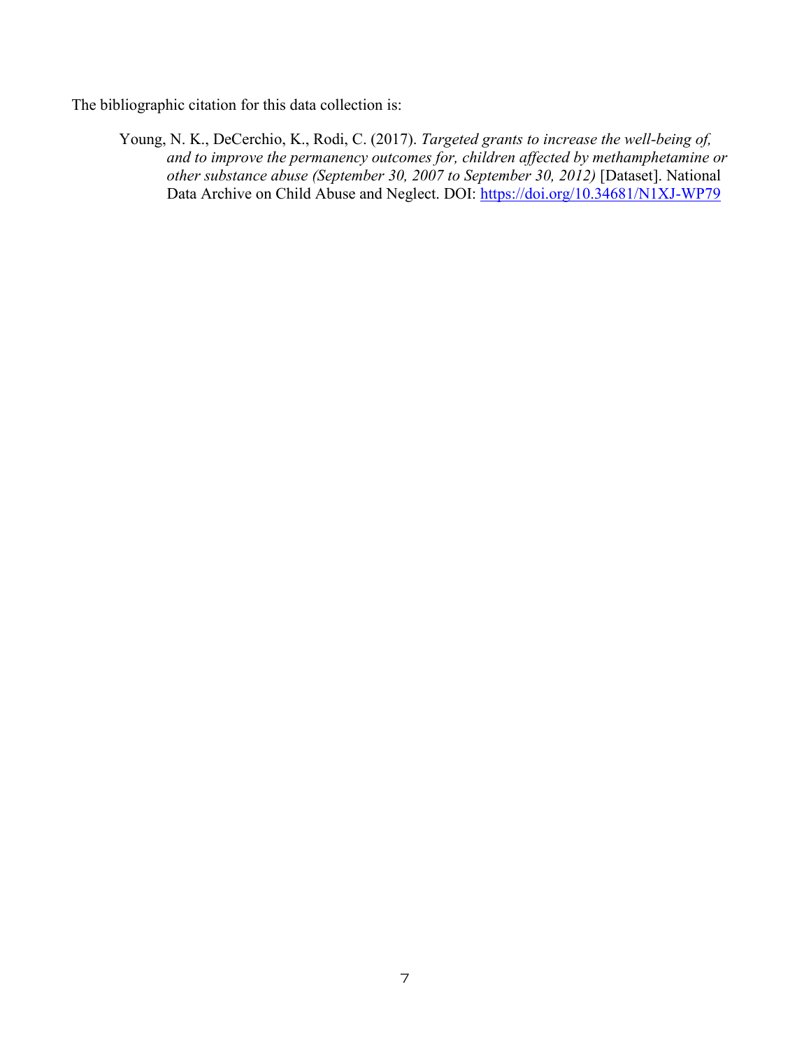The bibliographic citation for this data collection is:

> Young, N. K., DeCerchio, K., Rodi, C. (2017). *Targeted grants to increase the well-being of, and to improve the permanency outcomes for, children affected by methamphetamine or other substance abuse (September 30, 2007 to September 30, 2012)* [Dataset]. National Data Archive on Child Abuse and Neglect. DOI: https://doi.org/10.34681/N1XJ-WP79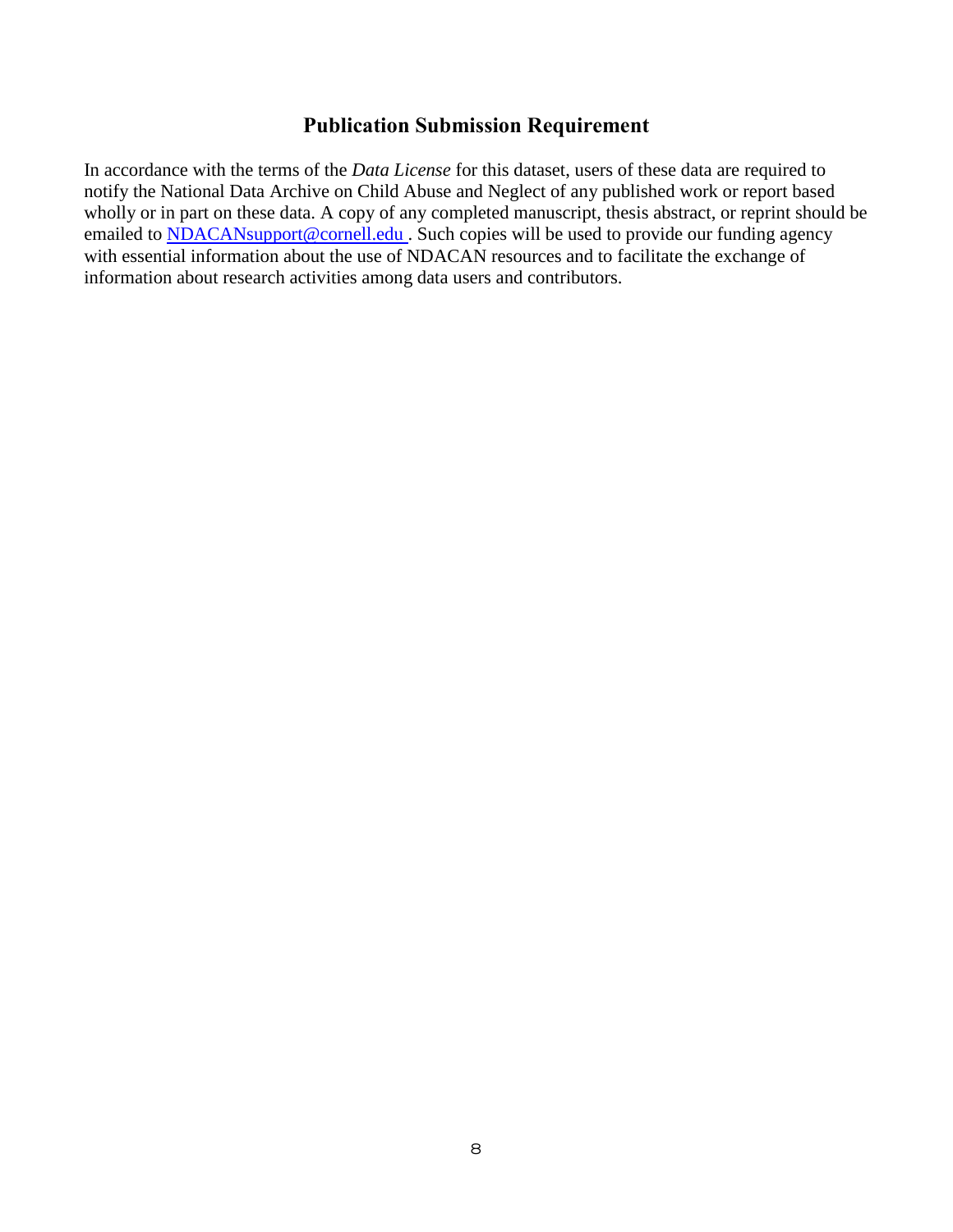## Publication Submission Requirement

In accordance with the terms of the *Data License* for this dataset, users of these data are required to notify the National Data Archive on Child Abuse and Neglect of any published work or report based wholly or in part on these data. A copy of any completed manuscript, thesis abstract, or reprint should be emailed to NDACANsupport@cornell.edu . Such copies will be used to provide our funding agency with essential information about the use of NDACAN resources and to facilitate the exchange of information about research activities among data users and contributors.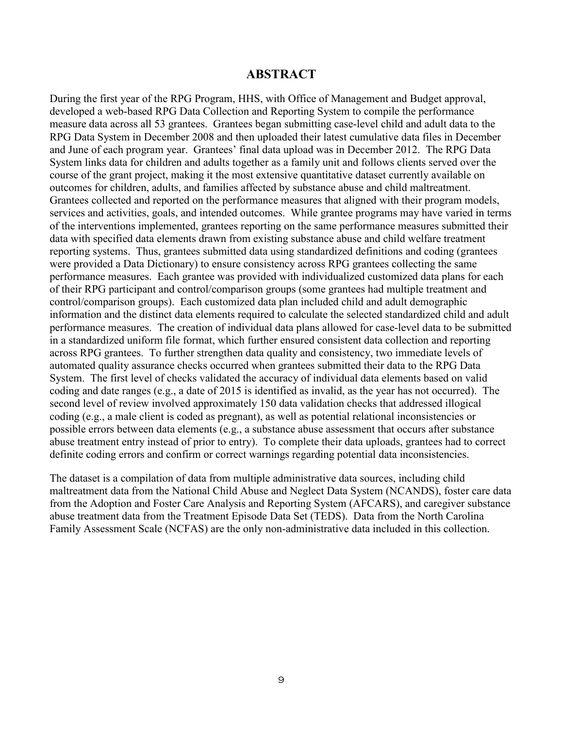# ABSTRACT

During the first year of the RPG Program, HHS, with Office of Management and Budget approval, developed a web-based RPG Data Collection and Reporting System to compile the performance measure data across all 53 grantees. Grantees began submitting case-level child and adult data to the RPG Data System in December 2008 and then uploaded their latest cumulative data files in December and June of each program year. Grantees' final data upload was in December 2012. The RPG Data System links data for children and adults together as a family unit and follows clients served over the course of the grant project, making it the most extensive quantitative dataset currently available on outcomes for children, adults, and families affected by substance abuse and child maltreatment. Grantees collected and reported on the performance measures that aligned with their program models, services and activities, goals, and intended outcomes. While grantee programs may have varied in terms of the interventions implemented, grantees reporting on the same performance measures submitted their data with specified data elements drawn from existing substance abuse and child welfare treatment reporting systems. Thus, grantees submitted data using standardized definitions and coding (grantees were provided a Data Dictionary) to ensure consistency across RPG grantees collecting the same performance measures. Each grantee was provided with individualized customized data plans for each of their RPG participant and control/comparison groups (some grantees had multiple treatment and control/comparison groups). Each customized data plan included child and adult demographic information and the distinct data elements required to calculate the selected standardized child and adult performance measures. The creation of individual data plans allowed for case-level data to be submitted in a standardized uniform file format, which further ensured consistent data collection and reporting across RPG grantees. To further strengthen data quality and consistency, two immediate levels of automated quality assurance checks occurred when grantees submitted their data to the RPG Data System. The first level of checks validated the accuracy of individual data elements based on valid coding and date ranges (e.g., a date of 2015 is identified as invalid, as the year has not occurred). The second level of review involved approximately 150 data validation checks that addressed illogical coding (e.g., a male client is coded as pregnant), as well as potential relational inconsistencies or possible errors between data elements (e.g., a substance abuse assessment that occurs after substance abuse treatment entry instead of prior to entry). To complete their data uploads, grantees had to correct definite coding errors and confirm or correct warnings regarding potential data inconsistencies.

The dataset is a compilation of data from multiple administrative data sources, including child maltreatment data from the National Child Abuse and Neglect Data System (NCANDS), foster care data from the Adoption and Foster Care Analysis and Reporting System (AFCARS), and caregiver substance abuse treatment data from the Treatment Episode Data Set (TEDS). Data from the North Carolina Family Assessment Scale (NCFAS) are the only non-administrative data included in this collection.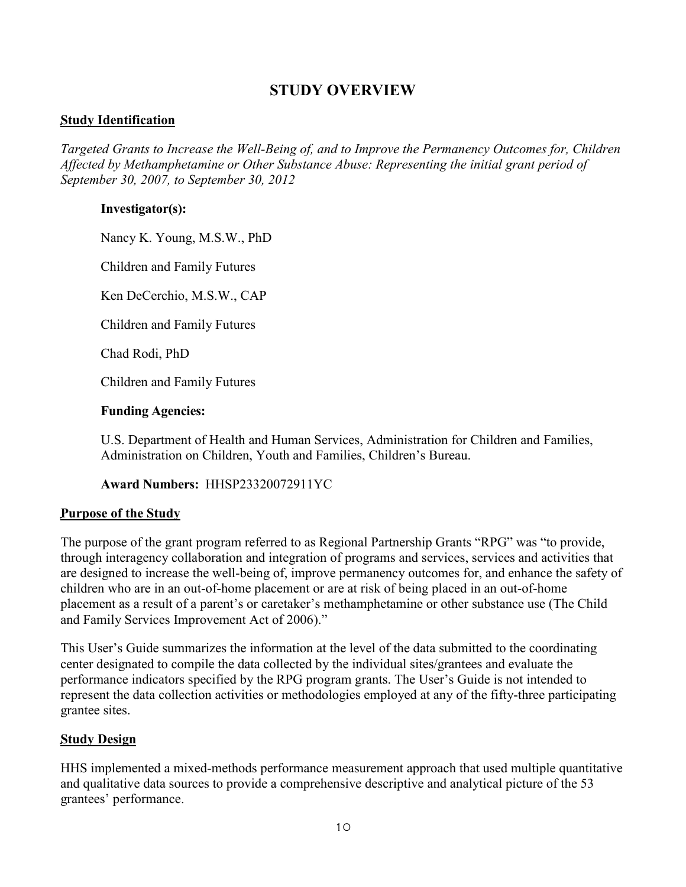# STUDY OVERVIEW

## Study Identification

*Targeted Grants to Increase the Well-Being of, and to Improve the Permanency Outcomes for, Children Affected by Methamphetamine or Other Substance Abuse: Representing the initial grant period of September 30, 2007, to September 30, 2012*

**Investigator(s):**

Nancy K. Young, M.S.W., PhD

Children and Family Futures

Ken DeCerchio, M.S.W., CAP

Children and Family Futures

Chad Rodi, PhD

Children and Family Futures

**Funding Agencies:**

U.S. Department of Health and Human Services, Administration for Children and Families, Administration on Children, Youth and Families, Children's Bureau.

**Award Numbers:** HHSP23320072911YC

## Purpose of the Study

The purpose of the grant program referred to as Regional Partnership Grants "RPG" was "to provide, through interagency collaboration and integration of programs and services, services and activities that are designed to increase the well-being of, improve permanency outcomes for, and enhance the safety of children who are in an out-of-home placement or are at risk of being placed in an out-of-home placement as a result of a parent's or caretaker's methamphetamine or other substance use (The Child and Family Services Improvement Act of 2006)."

This User's Guide summarizes the information at the level of the data submitted to the coordinating center designated to compile the data collected by the individual sites/grantees and evaluate the performance indicators specified by the RPG program grants. The User's Guide is not intended to represent the data collection activities or methodologies employed at any of the fifty-three participating grantee sites.

## Study Design

HHS implemented a mixed-methods performance measurement approach that used multiple quantitative and qualitative data sources to provide a comprehensive descriptive and analytical picture of the 53 grantees' performance.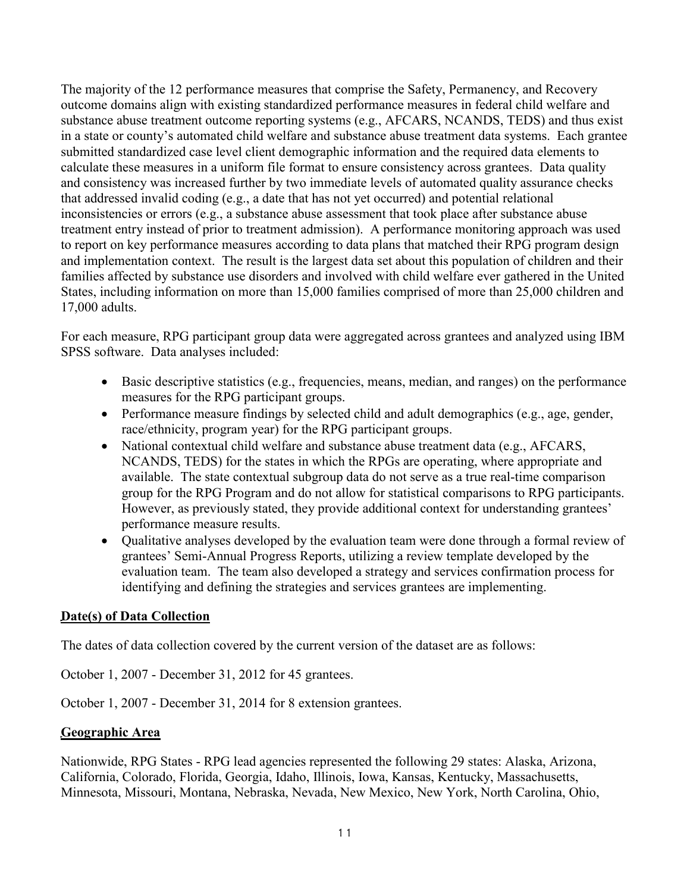The majority of the 12 performance measures that comprise the Safety, Permanency, and Recovery outcome domains align with existing standardized performance measures in federal child welfare and substance abuse treatment outcome reporting systems (e.g., AFCARS, NCANDS, TEDS) and thus exist in a state or county's automated child welfare and substance abuse treatment data systems. Each grantee submitted standardized case level client demographic information and the required data elements to calculate these measures in a uniform file format to ensure consistency across grantees. Data quality and consistency was increased further by two immediate levels of automated quality assurance checks that addressed invalid coding (e.g., a date that has not yet occurred) and potential relational inconsistencies or errors (e.g., a substance abuse assessment that took place after substance abuse treatment entry instead of prior to treatment admission). A performance monitoring approach was used to report on key performance measures according to data plans that matched their RPG program design and implementation context. The result is the largest data set about this population of children and their families affected by substance use disorders and involved with child welfare ever gathered in the United States, including information on more than 15,000 families comprised of more than 25,000 children and 17,000 adults.

For each measure, RPG participant group data were aggregated across grantees and analyzed using IBM SPSS software. Data analyses included:

- Basic descriptive statistics (e.g., frequencies, means, median, and ranges) on the performance measures for the RPG participant groups.
- Performance measure findings by selected child and adult demographics (e.g., age, gender, race/ethnicity, program year) for the RPG participant groups.
- National contextual child welfare and substance abuse treatment data (e.g., AFCARS, NCANDS, TEDS) for the states in which the RPGs are operating, where appropriate and available. The state contextual subgroup data do not serve as a true real-time comparison group for the RPG Program and do not allow for statistical comparisons to RPG participants. However, as previously stated, they provide additional context for understanding grantees' performance measure results.
- Qualitative analyses developed by the evaluation team were done through a formal review of grantees' Semi-Annual Progress Reports, utilizing a review template developed by the evaluation team. The team also developed a strategy and services confirmation process for identifying and defining the strategies and services grantees are implementing.

## Date(s) of Data Collection

The dates of data collection covered by the current version of the dataset are as follows:

October 1, 2007 - December 31, 2012 for 45 grantees.

October 1, 2007 - December 31, 2014 for 8 extension grantees.

## Geographic Area

Nationwide, RPG States - RPG lead agencies represented the following 29 states: Alaska, Arizona, California, Colorado, Florida, Georgia, Idaho, Illinois, Iowa, Kansas, Kentucky, Massachusetts, Minnesota, Missouri, Montana, Nebraska, Nevada, New Mexico, New York, North Carolina, Ohio,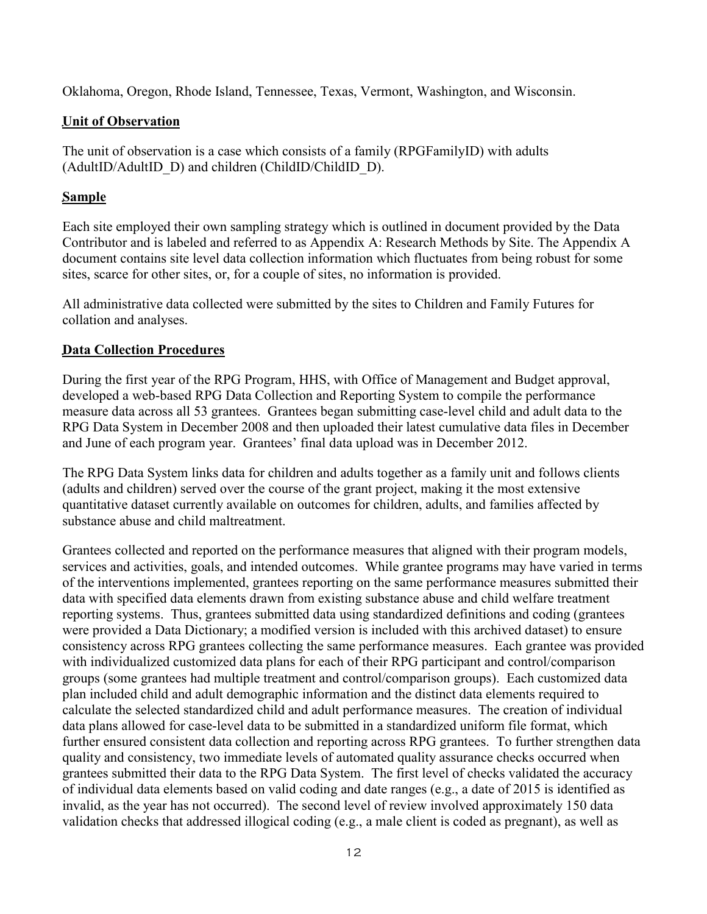Oklahoma, Oregon, Rhode Island, Tennessee, Texas, Vermont, Washington, and Wisconsin.

## Unit of Observation

The unit of observation is a case which consists of a family (RPGFamilyID) with adults (AdultID/AdultID_D) and children (ChildID/ChildID_D).

## Sample

Each site employed their own sampling strategy which is outlined in document provided by the Data Contributor and is labeled and referred to as Appendix A: Research Methods by Site. The Appendix A document contains site level data collection information which fluctuates from being robust for some sites, scarce for other sites, or, for a couple of sites, no information is provided.

All administrative data collected were submitted by the sites to Children and Family Futures for collation and analyses.

## Data Collection Procedures

During the first year of the RPG Program, HHS, with Office of Management and Budget approval, developed a web-based RPG Data Collection and Reporting System to compile the performance measure data across all 53 grantees. Grantees began submitting case-level child and adult data to the RPG Data System in December 2008 and then uploaded their latest cumulative data files in December and June of each program year. Grantees' final data upload was in December 2012.

The RPG Data System links data for children and adults together as a family unit and follows clients (adults and children) served over the course of the grant project, making it the most extensive quantitative dataset currently available on outcomes for children, adults, and families affected by substance abuse and child maltreatment.

Grantees collected and reported on the performance measures that aligned with their program models, services and activities, goals, and intended outcomes. While grantee programs may have varied in terms of the interventions implemented, grantees reporting on the same performance measures submitted their data with specified data elements drawn from existing substance abuse and child welfare treatment reporting systems. Thus, grantees submitted data using standardized definitions and coding (grantees were provided a Data Dictionary; a modified version is included with this archived dataset) to ensure consistency across RPG grantees collecting the same performance measures. Each grantee was provided with individualized customized data plans for each of their RPG participant and control/comparison groups (some grantees had multiple treatment and control/comparison groups). Each customized data plan included child and adult demographic information and the distinct data elements required to calculate the selected standardized child and adult performance measures. The creation of individual data plans allowed for case-level data to be submitted in a standardized uniform file format, which further ensured consistent data collection and reporting across RPG grantees. To further strengthen data quality and consistency, two immediate levels of automated quality assurance checks occurred when grantees submitted their data to the RPG Data System. The first level of checks validated the accuracy of individual data elements based on valid coding and date ranges (e.g., a date of 2015 is identified as invalid, as the year has not occurred). The second level of review involved approximately 150 data validation checks that addressed illogical coding (e.g., a male client is coded as pregnant), as well as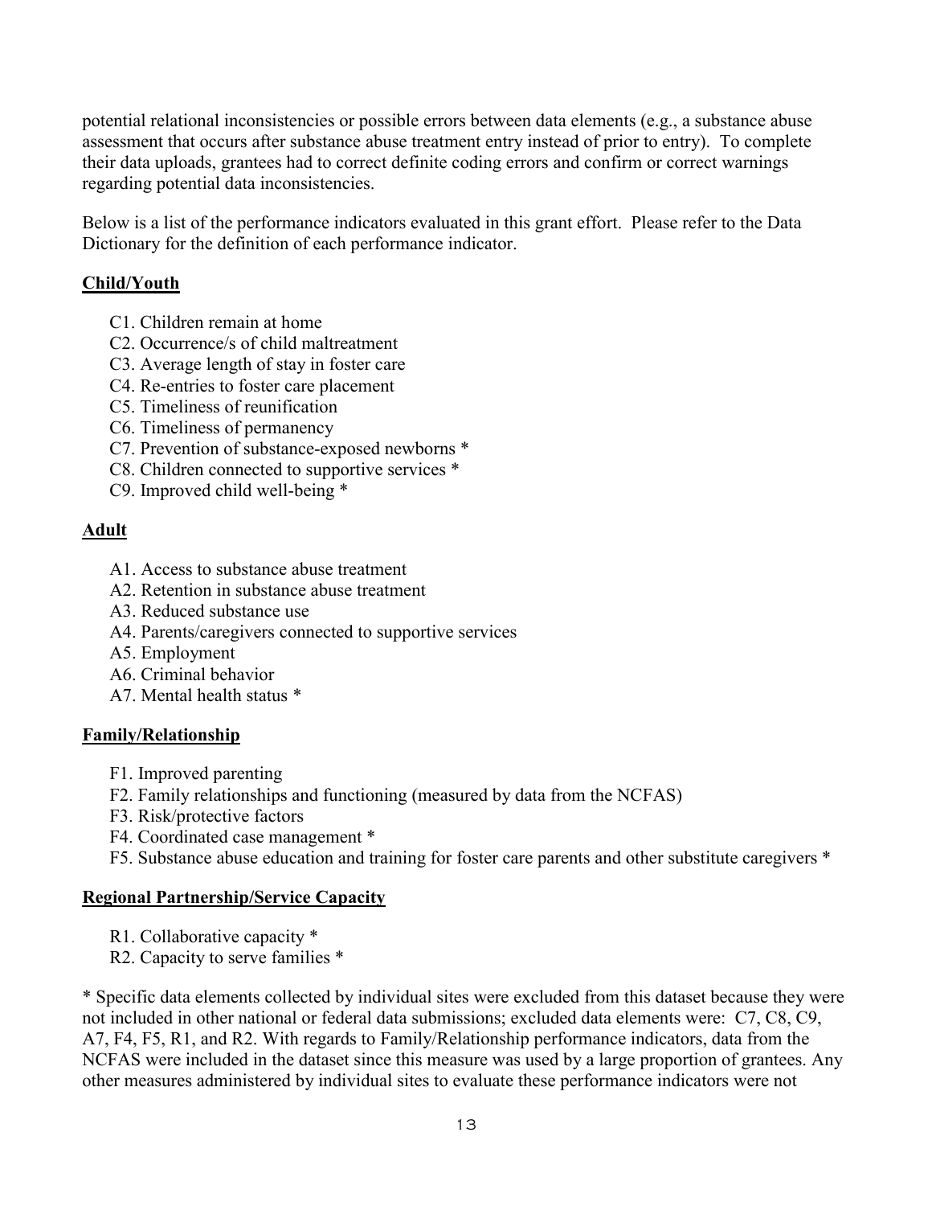potential relational inconsistencies or possible errors between data elements (e.g., a substance abuse assessment that occurs after substance abuse treatment entry instead of prior to entry). To complete their data uploads, grantees had to correct definite coding errors and confirm or correct warnings regarding potential data inconsistencies.

Below is a list of the performance indicators evaluated in this grant effort. Please refer to the Data Dictionary for the definition of each performance indicator.

**Child/Youth**

- C1. Children remain at home
- C2. Occurrence/s of child maltreatment
- C3. Average length of stay in foster care
- C4. Re-entries to foster care placement
- C5. Timeliness of reunification
- C6. Timeliness of permanency
- C7. Prevention of substance-exposed newborns *
- C8. Children connected to supportive services *
- C9. Improved child well-being *

**Adult**

- A1. Access to substance abuse treatment
- A2. Retention in substance abuse treatment
- A3. Reduced substance use
- A4. Parents/caregivers connected to supportive services
- A5. Employment
- A6. Criminal behavior
- A7. Mental health status *

**Family/Relationship**

- F1. Improved parenting
- F2. Family relationships and functioning (measured by data from the NCFAS)
- F3. Risk/protective factors
- F4. Coordinated case management *
- F5. Substance abuse education and training for foster care parents and other substitute caregivers *

**Regional Partnership/Service Capacity**

- R1. Collaborative capacity *
- R2. Capacity to serve families *

* Specific data elements collected by individual sites were excluded from this dataset because they were not included in other national or federal data submissions; excluded data elements were: C7, C8, C9, A7, F4, F5, R1, and R2. With regards to Family/Relationship performance indicators, data from the NCFAS were included in the dataset since this measure was used by a large proportion of grantees. Any other measures administered by individual sites to evaluate these performance indicators were not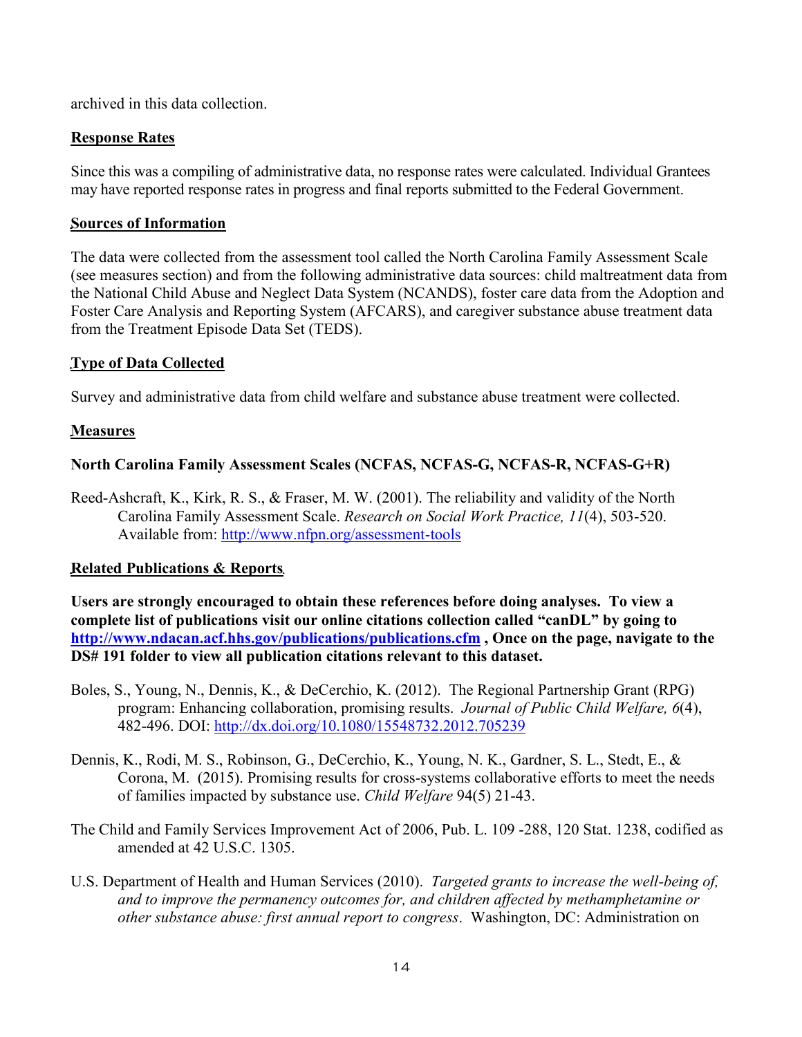archived in this data collection.

## Response Rates

Since this was a compiling of administrative data, no response rates were calculated. Individual Grantees may have reported response rates in progress and final reports submitted to the Federal Government.

## Sources of Information

The data were collected from the assessment tool called the North Carolina Family Assessment Scale (see measures section) and from the following administrative data sources: child maltreatment data from the National Child Abuse and Neglect Data System (NCANDS), foster care data from the Adoption and Foster Care Analysis and Reporting System (AFCARS), and caregiver substance abuse treatment data from the Treatment Episode Data Set (TEDS).

## Type of Data Collected

Survey and administrative data from child welfare and substance abuse treatment were collected.

## Measures

**North Carolina Family Assessment Scales (NCFAS, NCFAS-G, NCFAS-R, NCFAS-G+R)**

Reed-Ashcraft, K., Kirk, R. S., & Fraser, M. W. (2001). The reliability and validity of the North Carolina Family Assessment Scale. *Research on Social Work Practice, 11*(4), 503-520. Available from: http://www.nfpn.org/assessment-tools

## Related Publications & Reports

**Users are strongly encouraged to obtain these references before doing analyses. To view a complete list of publications visit our online citations collection called "canDL" by going to http://www.ndacan.acf.hhs.gov/publications/publications.cfm , Once on the page, navigate to the DS# 191 folder to view all publication citations relevant to this dataset.**

Boles, S., Young, N., Dennis, K., & DeCerchio, K. (2012). The Regional Partnership Grant (RPG) program: Enhancing collaboration, promising results. *Journal of Public Child Welfare, 6*(4), 482-496. DOI: http://dx.doi.org/10.1080/15548732.2012.705239

Dennis, K., Rodi, M. S., Robinson, G., DeCerchio, K., Young, N. K., Gardner, S. L., Stedt, E., & Corona, M. (2015). Promising results for cross-systems collaborative efforts to meet the needs of families impacted by substance use. *Child Welfare* 94(5) 21-43.

The Child and Family Services Improvement Act of 2006, Pub. L. 109 -288, 120 Stat. 1238, codified as amended at 42 U.S.C. 1305.

U.S. Department of Health and Human Services (2010). *Targeted grants to increase the well-being of, and to improve the permanency outcomes for, and children affected by methamphetamine or other substance abuse: first annual report to congress*. Washington, DC: Administration on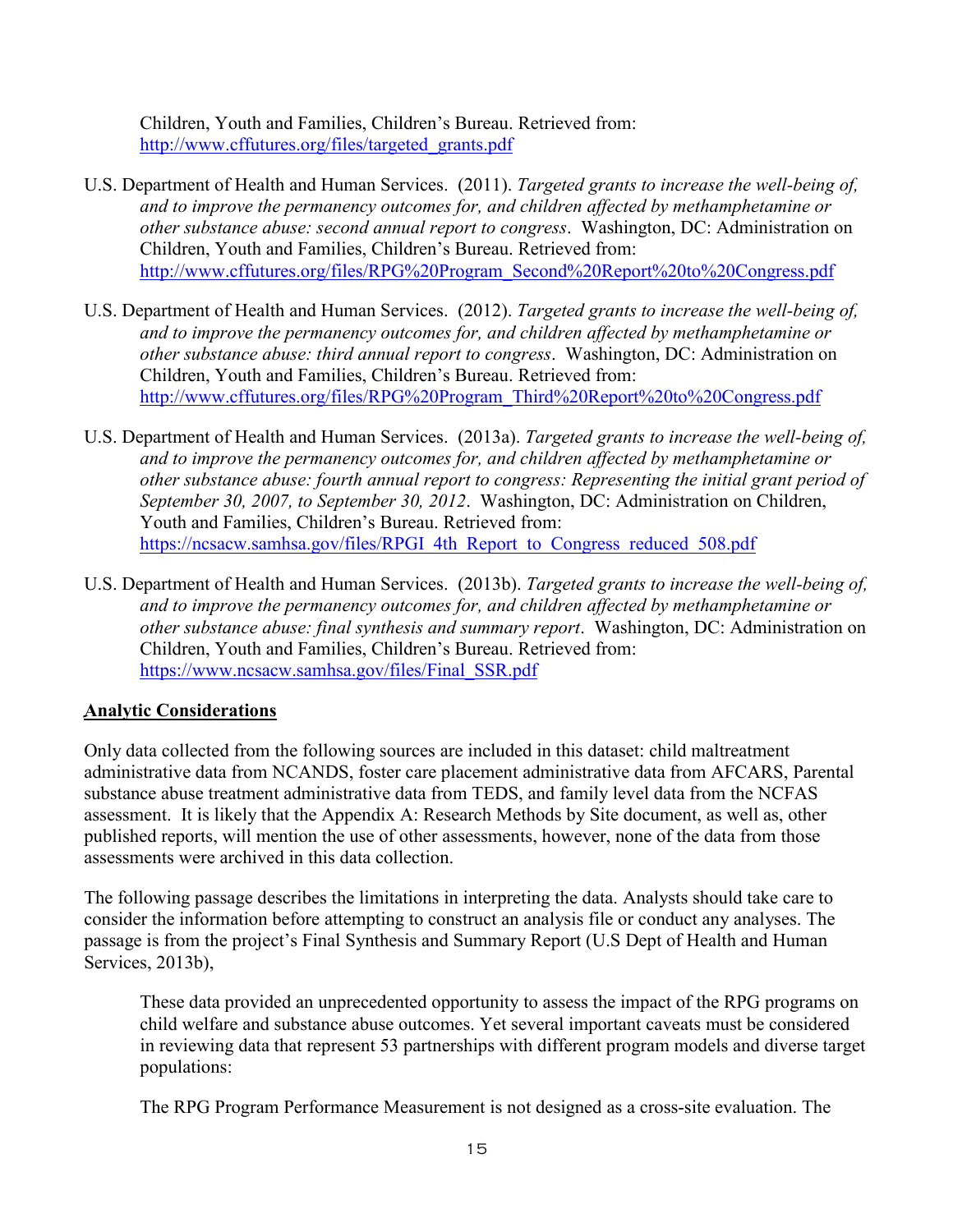Children, Youth and Families, Children's Bureau. Retrieved from: http://www.cffutures.org/files/targeted_grants.pdf

U.S. Department of Health and Human Services. (2011). *Targeted grants to increase the well-being of, and to improve the permanency outcomes for, and children affected by methamphetamine or other substance abuse: second annual report to congress*. Washington, DC: Administration on Children, Youth and Families, Children's Bureau. Retrieved from: http://www.cffutures.org/files/RPG%20Program_Second%20Report%20to%20Congress.pdf

U.S. Department of Health and Human Services. (2012). *Targeted grants to increase the well-being of, and to improve the permanency outcomes for, and children affected by methamphetamine or other substance abuse: third annual report to congress*. Washington, DC: Administration on Children, Youth and Families, Children's Bureau. Retrieved from: http://www.cffutures.org/files/RPG%20Program_Third%20Report%20to%20Congress.pdf

U.S. Department of Health and Human Services. (2013a). *Targeted grants to increase the well-being of, and to improve the permanency outcomes for, and children affected by methamphetamine or other substance abuse: fourth annual report to congress: Representing the initial grant period of September 30, 2007, to September 30, 2012*. Washington, DC: Administration on Children, Youth and Families, Children's Bureau. Retrieved from: https://ncsacw.samhsa.gov/files/RPGI_4th_Report_to_Congress_reduced_508.pdf

U.S. Department of Health and Human Services. (2013b). *Targeted grants to increase the well-being of, and to improve the permanency outcomes for, and children affected by methamphetamine or other substance abuse: final synthesis and summary report*. Washington, DC: Administration on Children, Youth and Families, Children's Bureau. Retrieved from: https://www.ncsacw.samhsa.gov/files/Final_SSR.pdf

## Analytic Considerations

Only data collected from the following sources are included in this dataset: child maltreatment administrative data from NCANDS, foster care placement administrative data from AFCARS, Parental substance abuse treatment administrative data from TEDS, and family level data from the NCFAS assessment. It is likely that the Appendix A: Research Methods by Site document, as well as, other published reports, will mention the use of other assessments, however, none of the data from those assessments were archived in this data collection.

The following passage describes the limitations in interpreting the data. Analysts should take care to consider the information before attempting to construct an analysis file or conduct any analyses. The passage is from the project's Final Synthesis and Summary Report (U.S Dept of Health and Human Services, 2013b),

> These data provided an unprecedented opportunity to assess the impact of the RPG programs on child welfare and substance abuse outcomes. Yet several important caveats must be considered in reviewing data that represent 53 partnerships with different program models and diverse target populations:
>
> The RPG Program Performance Measurement is not designed as a cross-site evaluation. The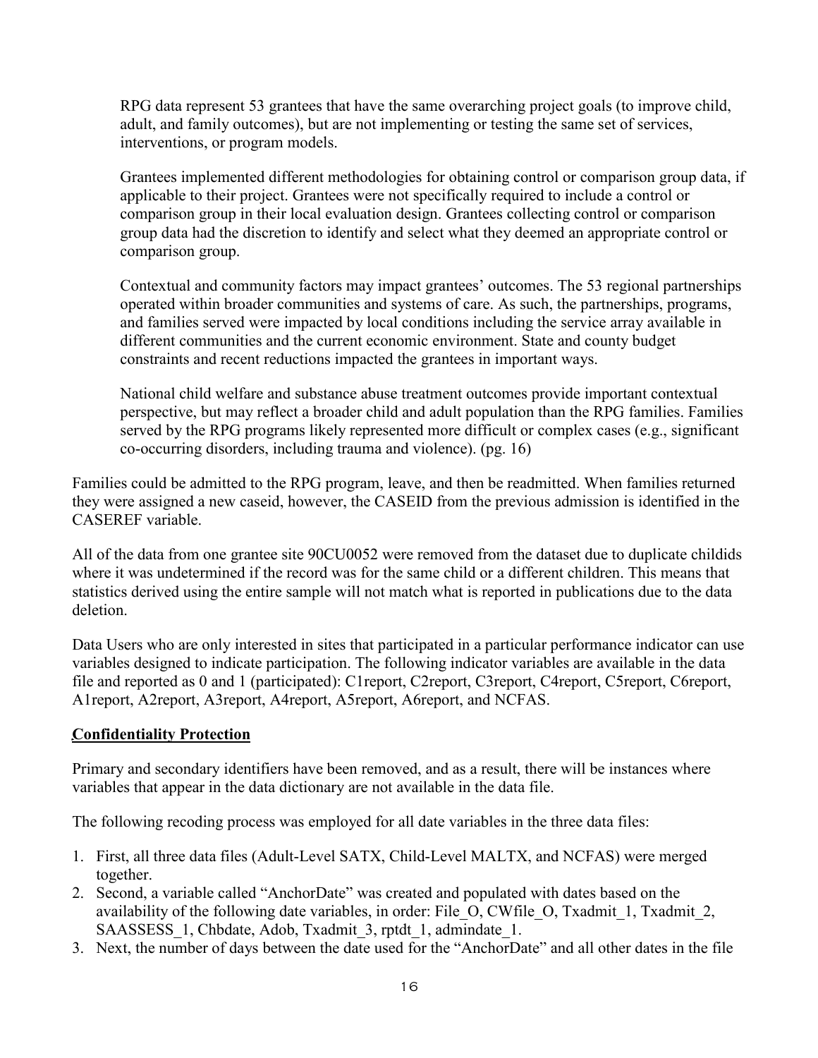> RPG data represent 53 grantees that have the same overarching project goals (to improve child, adult, and family outcomes), but are not implementing or testing the same set of services, interventions, or program models.
>
> Grantees implemented different methodologies for obtaining control or comparison group data, if applicable to their project. Grantees were not specifically required to include a control or comparison group in their local evaluation design. Grantees collecting control or comparison group data had the discretion to identify and select what they deemed an appropriate control or comparison group.
>
> Contextual and community factors may impact grantees' outcomes. The 53 regional partnerships operated within broader communities and systems of care. As such, the partnerships, programs, and families served were impacted by local conditions including the service array available in different communities and the current economic environment. State and county budget constraints and recent reductions impacted the grantees in important ways.
>
> National child welfare and substance abuse treatment outcomes provide important contextual perspective, but may reflect a broader child and adult population than the RPG families. Families served by the RPG programs likely represented more difficult or complex cases (e.g., significant co-occurring disorders, including trauma and violence). (pg. 16)

Families could be admitted to the RPG program, leave, and then be readmitted. When families returned they were assigned a new caseid, however, the CASEID from the previous admission is identified in the CASEREF variable.

All of the data from one grantee site 90CU0052 were removed from the dataset due to duplicate childids where it was undetermined if the record was for the same child or a different children. This means that statistics derived using the entire sample will not match what is reported in publications due to the data deletion.

Data Users who are only interested in sites that participated in a particular performance indicator can use variables designed to indicate participation. The following indicator variables are available in the data file and reported as 0 and 1 (participated): C1report, C2report, C3report, C4report, C5report, C6report, A1report, A2report, A3report, A4report, A5report, A6report, and NCFAS.

## Confidentiality Protection

Primary and secondary identifiers have been removed, and as a result, there will be instances where variables that appear in the data dictionary are not available in the data file.

The following recoding process was employed for all date variables in the three data files:

1. First, all three data files (Adult-Level SATX, Child-Level MALTX, and NCFAS) were merged together.
2. Second, a variable called "AnchorDate" was created and populated with dates based on the availability of the following date variables, in order: File_O, CWfile_O, Txadmit_1, Txadmit_2, SAASSESS_1, Chbdate, Adob, Txadmit_3, rptdt_1, admindate_1.
3. Next, the number of days between the date used for the "AnchorDate" and all other dates in the file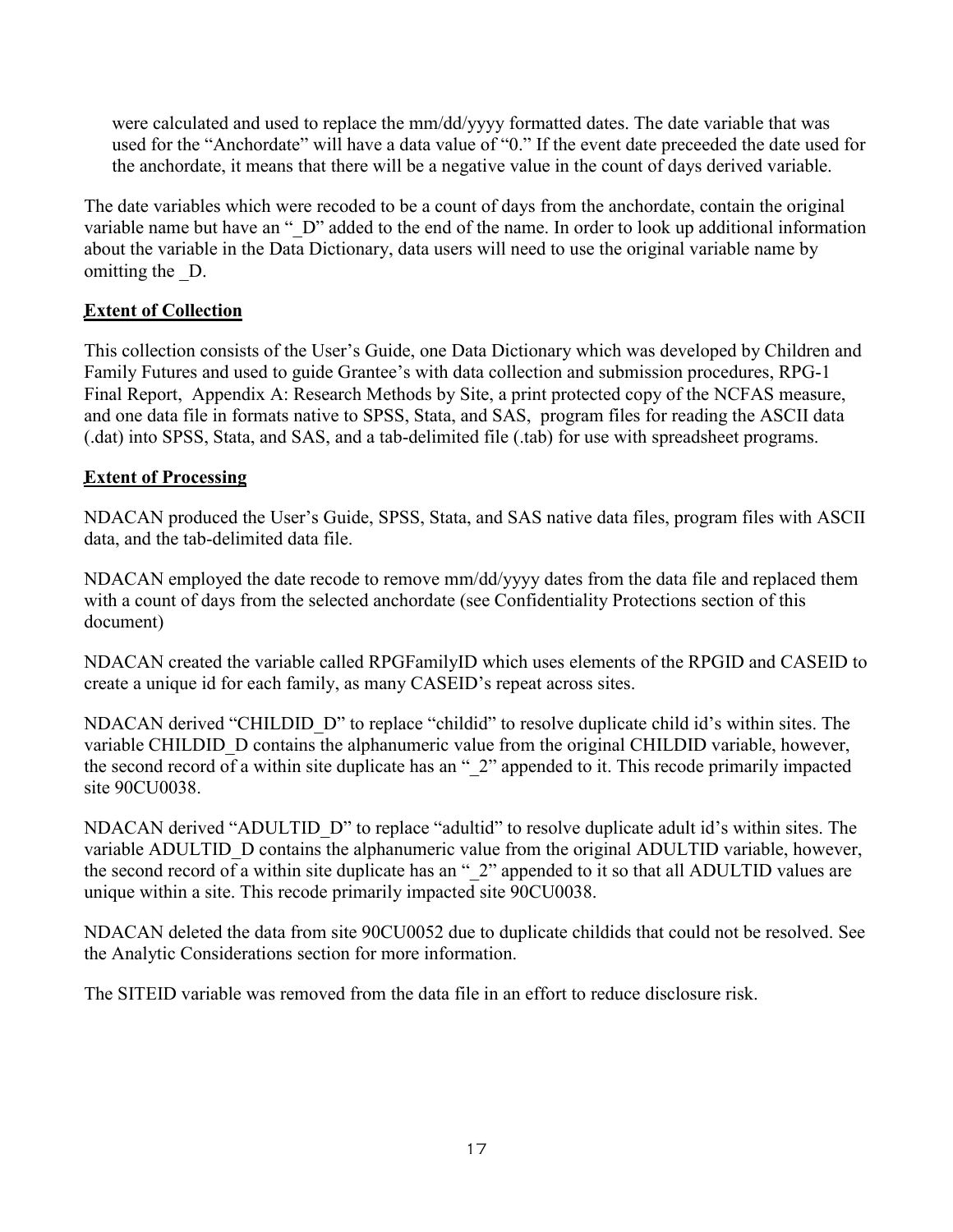were calculated and used to replace the mm/dd/yyyy formatted dates. The date variable that was used for the "Anchordate" will have a data value of "0." If the event date preceeded the date used for the anchordate, it means that there will be a negative value in the count of days derived variable.

The date variables which were recoded to be a count of days from the anchordate, contain the original variable name but have an "_D" added to the end of the name. In order to look up additional information about the variable in the Data Dictionary, data users will need to use the original variable name by omitting the _D.

**Extent of Collection**

This collection consists of the User's Guide, one Data Dictionary which was developed by Children and Family Futures and used to guide Grantee's with data collection and submission procedures, RPG-1 Final Report, Appendix A: Research Methods by Site, a print protected copy of the NCFAS measure, and one data file in formats native to SPSS, Stata, and SAS, program files for reading the ASCII data (.dat) into SPSS, Stata, and SAS, and a tab-delimited file (.tab) for use with spreadsheet programs.

**Extent of Processing**

NDACAN produced the User's Guide, SPSS, Stata, and SAS native data files, program files with ASCII data, and the tab-delimited data file.

NDACAN employed the date recode to remove mm/dd/yyyy dates from the data file and replaced them with a count of days from the selected anchordate (see Confidentiality Protections section of this document)

NDACAN created the variable called RPGFamilyID which uses elements of the RPGID and CASEID to create a unique id for each family, as many CASEID's repeat across sites.

NDACAN derived "CHILDID_D" to replace "childid" to resolve duplicate child id's within sites. The variable CHILDID_D contains the alphanumeric value from the original CHILDID variable, however, the second record of a within site duplicate has an "_2" appended to it. This recode primarily impacted site 90CU0038.

NDACAN derived "ADULTID_D" to replace "adultid" to resolve duplicate adult id's within sites. The variable ADULTID_D contains the alphanumeric value from the original ADULTID variable, however, the second record of a within site duplicate has an "_2" appended to it so that all ADULTID values are unique within a site. This recode primarily impacted site 90CU0038.

NDACAN deleted the data from site 90CU0052 due to duplicate childids that could not be resolved. See the Analytic Considerations section for more information.

The SITEID variable was removed from the data file in an effort to reduce disclosure risk.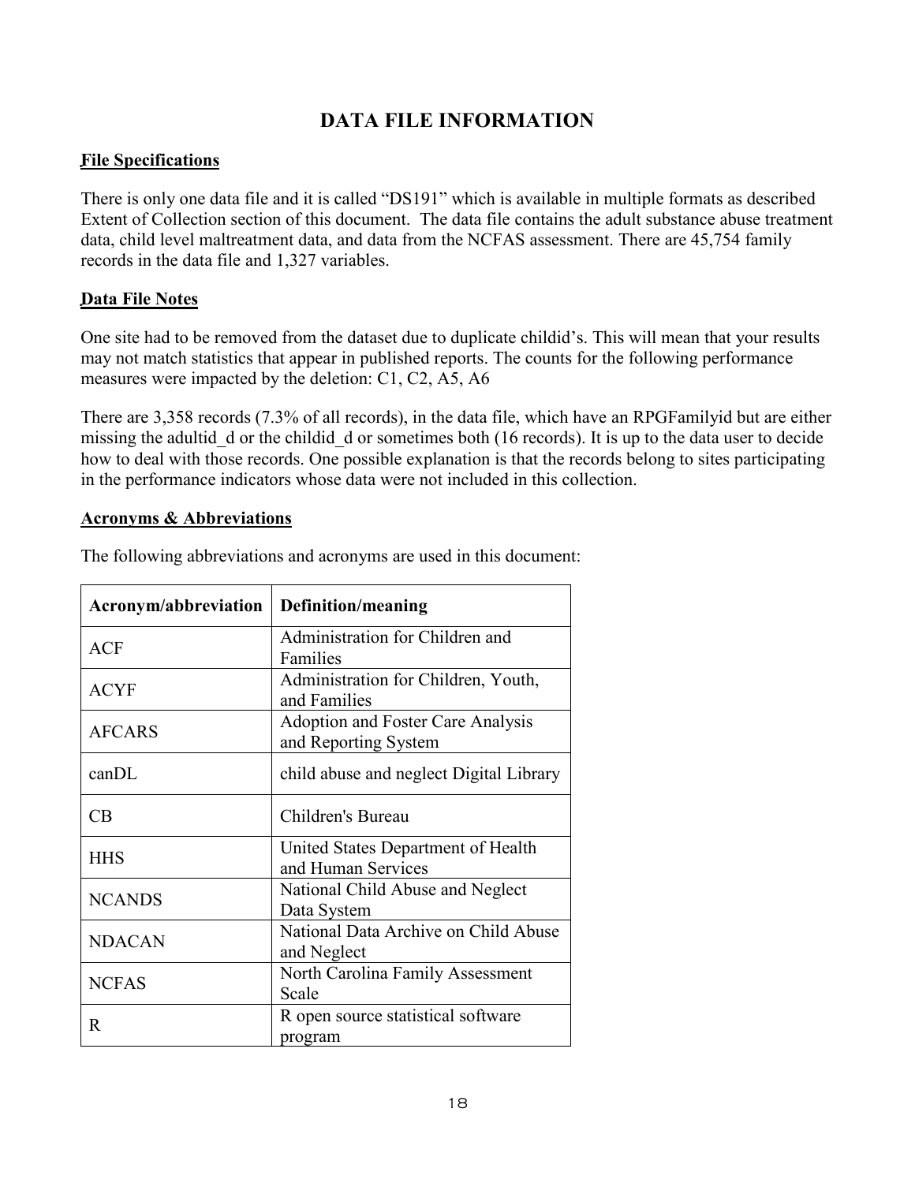# DATA FILE INFORMATION

## File Specifications

There is only one data file and it is called "DS191" which is available in multiple formats as described Extent of Collection section of this document. The data file contains the adult substance abuse treatment data, child level maltreatment data, and data from the NCFAS assessment. There are 45,754 family records in the data file and 1,327 variables.

## Data File Notes

One site had to be removed from the dataset due to duplicate childid's. This will mean that your results may not match statistics that appear in published reports. The counts for the following performance measures were impacted by the deletion: C1, C2, A5, A6

There are 3,358 records (7.3% of all records), in the data file, which have an RPGFamilyid but are either missing the adultid_d or the childid_d or sometimes both (16 records). It is up to the data user to decide how to deal with those records. One possible explanation is that the records belong to sites participating in the performance indicators whose data were not included in this collection.

## Acronyms & Abbreviations

The following abbreviations and acronyms are used in this document:

| Acronym/abbreviation | Definition/meaning |
|---|---|
| ACF | Administration for Children and Families |
| ACYF | Administration for Children, Youth, and Families |
| AFCARS | Adoption and Foster Care Analysis and Reporting System |
| canDL | child abuse and neglect Digital Library |
| CB | Children's Bureau |
| HHS | United States Department of Health and Human Services |
| NCANDS | National Child Abuse and Neglect Data System |
| NDACAN | National Data Archive on Child Abuse and Neglect |
| NCFAS | North Carolina Family Assessment Scale |
| R | R open source statistical software program |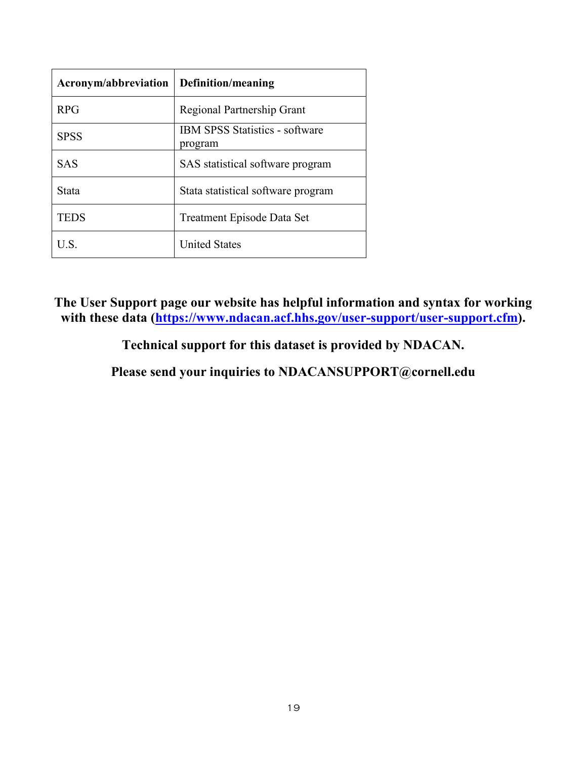| Acronym/abbreviation | Definition/meaning |
| --- | --- |
| RPG | Regional Partnership Grant |
| SPSS | IBM SPSS Statistics - software program |
| SAS | SAS statistical software program |
| Stata | Stata statistical software program |
| TEDS | Treatment Episode Data Set |
| U.S. | United States |

**The User Support page our website has helpful information and syntax for working with these data (https://www.ndacan.acf.hhs.gov/user-support/user-support.cfm).**

**Technical support for this dataset is provided by NDACAN.**

**Please send your inquiries to NDACANSUPPORT@cornell.edu**